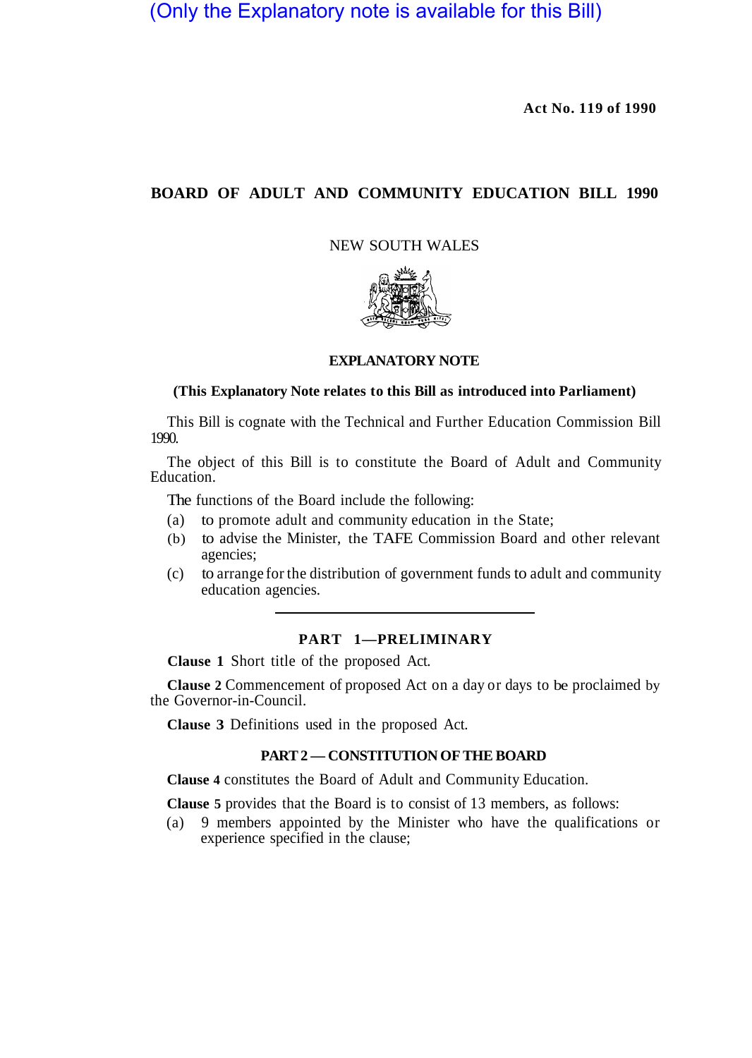(Only the Explanatory note is available for this Bill)

**Act No. 119 of 1990**

# BOARD OF ADULT AND COMMUNITY EDUCATION BILL 1990

NEW SOUTH WALES

## EXPLANATORY NOTE

**(This Explanatory Note relates to this Bill as introduced into Parliament)**

This Bill is cognate with the Technical and Further Education Commission Bill 1990.

The object of this Bill is to constitute the Board of Adult and Community Education.

The functions of the Board include the following:

(a) to promote adult and community education in the State;

(b) to advise the Minister, the TAFE Commission Board and other relevant agencies;

(c) to arrange for the distribution of government funds to adult and community education agencies.

## PART 1—PRELIMINARY

**Clause 1** Short title of the proposed Act.

**Clause 2** Commencement of proposed Act on a day or days to be proclaimed by the Governor-in-Council.

**Clause 3** Definitions used in the proposed Act.

## PART 2 — CONSTITUTION OF THE BOARD

**Clause 4** constitutes the Board of Adult and Community Education.

**Clause 5** provides that the Board is to consist of 13 members, as follows:

(a) 9 members appointed by the Minister who have the qualifications or experience specified in the clause;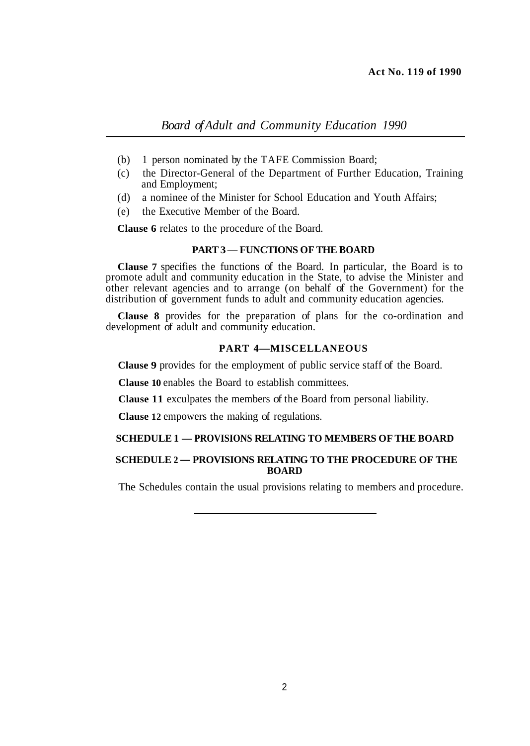(b) 1 person nominated by the TAFE Commission Board;

(c) the Director-General of the Department of Further Education, Training and Employment;

(d) a nominee of the Minister for School Education and Youth Affairs;

(e) the Executive Member of the Board.

**Clause 6** relates to the procedure of the Board.

## PART 3 — FUNCTIONS OF THE BOARD

**Clause 7** specifies the functions of the Board. In particular, the Board is to promote adult and community education in the State, to advise the Minister and other relevant agencies and to arrange (on behalf of the Government) for the distribution of government funds to adult and community education agencies.

**Clause 8** provides for the preparation of plans for the co-ordination and development of adult and community education.

## PART 4—MISCELLANEOUS

**Clause 9** provides for the employment of public service staff of the Board.

**Clause 10** enables the Board to establish committees.

**Clause 11** exculpates the members of the Board from personal liability.

**Clause 12** empowers the making of regulations.

## SCHEDULE 1 — PROVISIONS RELATING TO MEMBERS OF THE BOARD

## SCHEDULE 2 — PROVISIONS RELATING TO THE PROCEDURE OF THE BOARD

The Schedules contain the usual provisions relating to members and procedure.